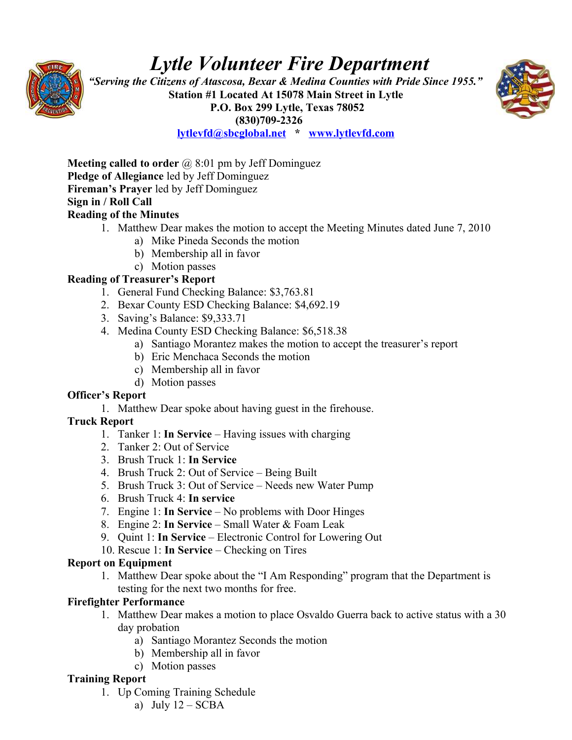# *Lytle Volunteer Fire Department*

***"Serving the Citizens of Atascosa, Bexar & Medina Counties with Pride Since 1955."***

**Station #1 Located At 15078 Main Street in Lytle**

**P.O. Box 299 Lytle, Texas 78052**

**(830)709-2326**

[lytlevfd@sbcglobal.net](mailto:lytlevfd@sbcglobal.net) * [www.lytlevfd.com](http://www.lytlevfd.com)

**Meeting called to order** @ 8:01 pm by Jeff Dominguez
**Pledge of Allegiance** led by Jeff Dominguez
**Fireman's Prayer** led by Jeff Dominguez
**Sign in / Roll Call**
**Reading of the Minutes**

1. Matthew Dear makes the motion to accept the Meeting Minutes dated June 7, 2010
   a) Mike Pineda Seconds the motion
   b) Membership all in favor
   c) Motion passes

**Reading of Treasurer's Report**

1. General Fund Checking Balance: $3,763.81
2. Bexar County ESD Checking Balance: $4,692.19
3. Saving's Balance: $9,333.71
4. Medina County ESD Checking Balance: $6,518.38
   a) Santiago Morantez makes the motion to accept the treasurer's report
   b) Eric Menchaca Seconds the motion
   c) Membership all in favor
   d) Motion passes

**Officer's Report**

1. Matthew Dear spoke about having guest in the firehouse.

**Truck Report**

1. Tanker 1: **In Service** – Having issues with charging
2. Tanker 2: Out of Service
3. Brush Truck 1: **In Service**
4. Brush Truck 2: Out of Service – Being Built
5. Brush Truck 3: Out of Service – Needs new Water Pump
6. Brush Truck 4: **In service**
7. Engine 1: **In Service** – No problems with Door Hinges
8. Engine 2: **In Service** – Small Water & Foam Leak
9. Quint 1: **In Service** – Electronic Control for Lowering Out
10. Rescue 1: **In Service** – Checking on Tires

**Report on Equipment**

1. Matthew Dear spoke about the "I Am Responding" program that the Department is testing for the next two months for free.

**Firefighter Performance**

1. Matthew Dear makes a motion to place Osvaldo Guerra back to active status with a 30 day probation
   a) Santiago Morantez Seconds the motion
   b) Membership all in favor
   c) Motion passes

**Training Report**

1. Up Coming Training Schedule
   a) July 12 – SCBA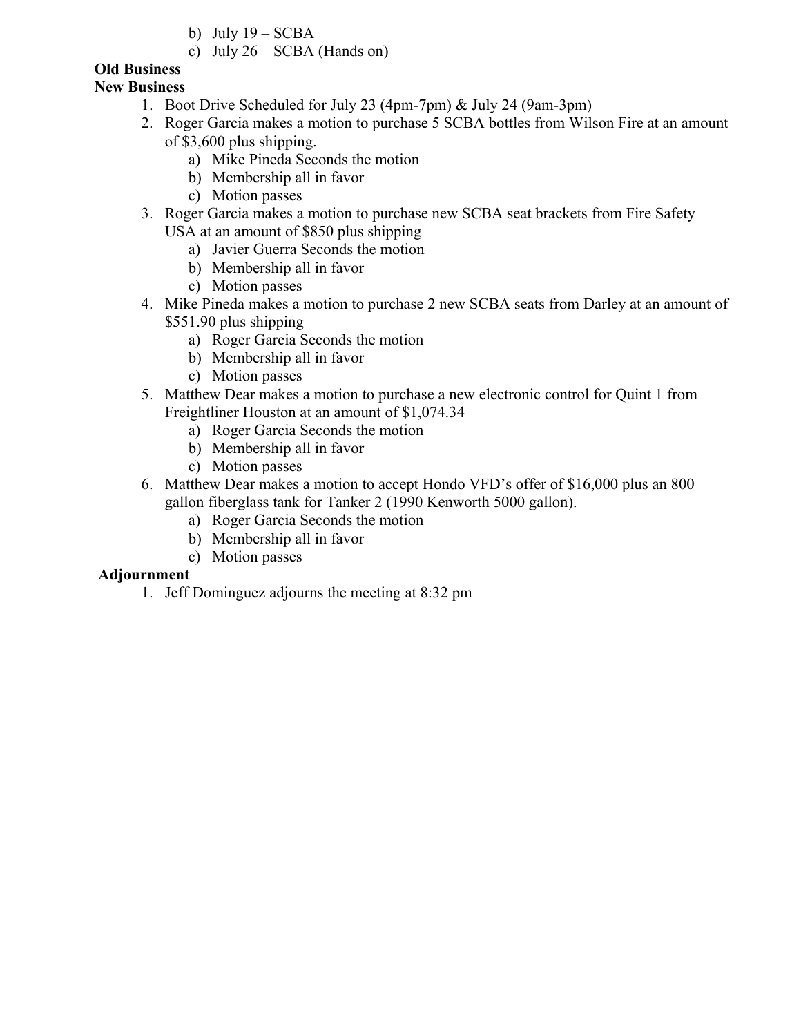b) July 19 – SCBA
   c) July 26 – SCBA (Hands on)

**Old Business**

**New Business**

1. Boot Drive Scheduled for July 23 (4pm-7pm) & July 24 (9am-3pm)
2. Roger Garcia makes a motion to purchase 5 SCBA bottles from Wilson Fire at an amount of $3,600 plus shipping.
   a) Mike Pineda Seconds the motion
   b) Membership all in favor
   c) Motion passes
3. Roger Garcia makes a motion to purchase new SCBA seat brackets from Fire Safety USA at an amount of $850 plus shipping
   a) Javier Guerra Seconds the motion
   b) Membership all in favor
   c) Motion passes
4. Mike Pineda makes a motion to purchase 2 new SCBA seats from Darley at an amount of $551.90 plus shipping
   a) Roger Garcia Seconds the motion
   b) Membership all in favor
   c) Motion passes
5. Matthew Dear makes a motion to purchase a new electronic control for Quint 1 from Freightliner Houston at an amount of $1,074.34
   a) Roger Garcia Seconds the motion
   b) Membership all in favor
   c) Motion passes
6. Matthew Dear makes a motion to accept Hondo VFD's offer of $16,000 plus an 800 gallon fiberglass tank for Tanker 2 (1990 Kenworth 5000 gallon).
   a) Roger Garcia Seconds the motion
   b) Membership all in favor
   c) Motion passes

**Adjournment**

1. Jeff Dominguez adjourns the meeting at 8:32 pm